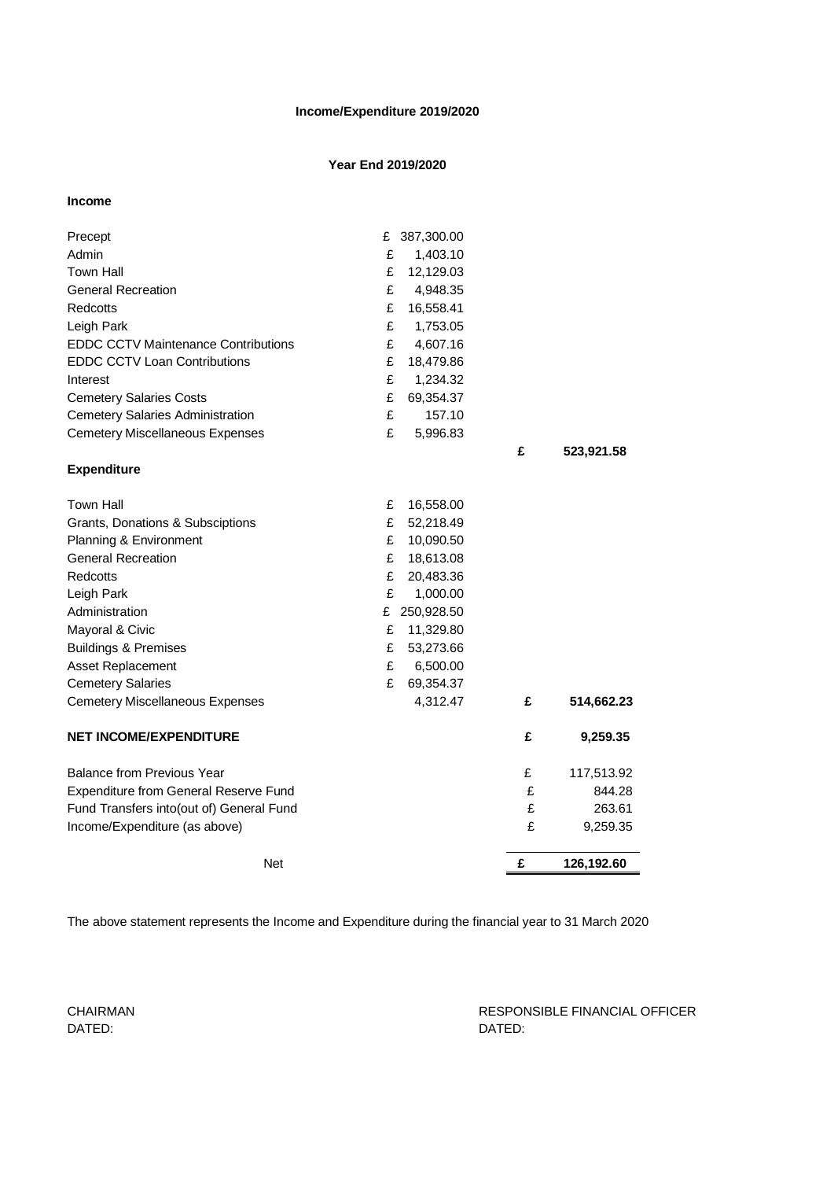**Income/Expenditure 2019/2020**

**Year End 2019/2020**

**Income**

| | | |
|---|---|---|
| Precept | £ 387,300.00 | |
| Admin | £ 1,403.10 | |
| Town Hall | £ 12,129.03 | |
| General Recreation | £ 4,948.35 | |
| Redcotts | £ 16,558.41 | |
| Leigh Park | £ 1,753.05 | |
| EDDC CCTV Maintenance Contributions | £ 4,607.16 | |
| EDDC CCTV Loan Contributions | £ 18,479.86 | |
| Interest | £ 1,234.32 | |
| Cemetery Salaries Costs | £ 69,354.37 | |
| Cemetery Salaries Administration | £ 157.10 | |
| Cemetery Miscellaneous Expenses | £ 5,996.83 | |
| | | **£ 523,921.58** |

**Expenditure**

| | | |
|---|---|---|
| Town Hall | £ 16,558.00 | |
| Grants, Donations & Subsciptions | £ 52,218.49 | |
| Planning & Environment | £ 10,090.50 | |
| General Recreation | £ 18,613.08 | |
| Redcotts | £ 20,483.36 | |
| Leigh Park | £ 1,000.00 | |
| Administration | £ 250,928.50 | |
| Mayoral & Civic | £ 11,329.80 | |
| Buildings & Premises | £ 53,273.66 | |
| Asset Replacement | £ 6,500.00 | |
| Cemetery Salaries | £ 69,354.37 | |
| Cemetery Miscellaneous Expenses | 4,312.47 | **£ 514,662.23** |

| | |
|---|---|
| **NET INCOME/EXPENDITURE** | **£ 9,259.35** |
| Balance from Previous Year | £ 117,513.92 |
| Expenditure from General Reserve Fund | £ 844.28 |
| Fund Transfers into(out of) General Fund | £ 263.61 |
| Income/Expenditure (as above) | £ 9,259.35 |
| Net | **£ 126,192.60** |

The above statement represents the Income and Expenditure during the financial year to 31 March 2020

CHAIRMAN
DATED:

RESPONSIBLE FINANCIAL OFFICER
DATED: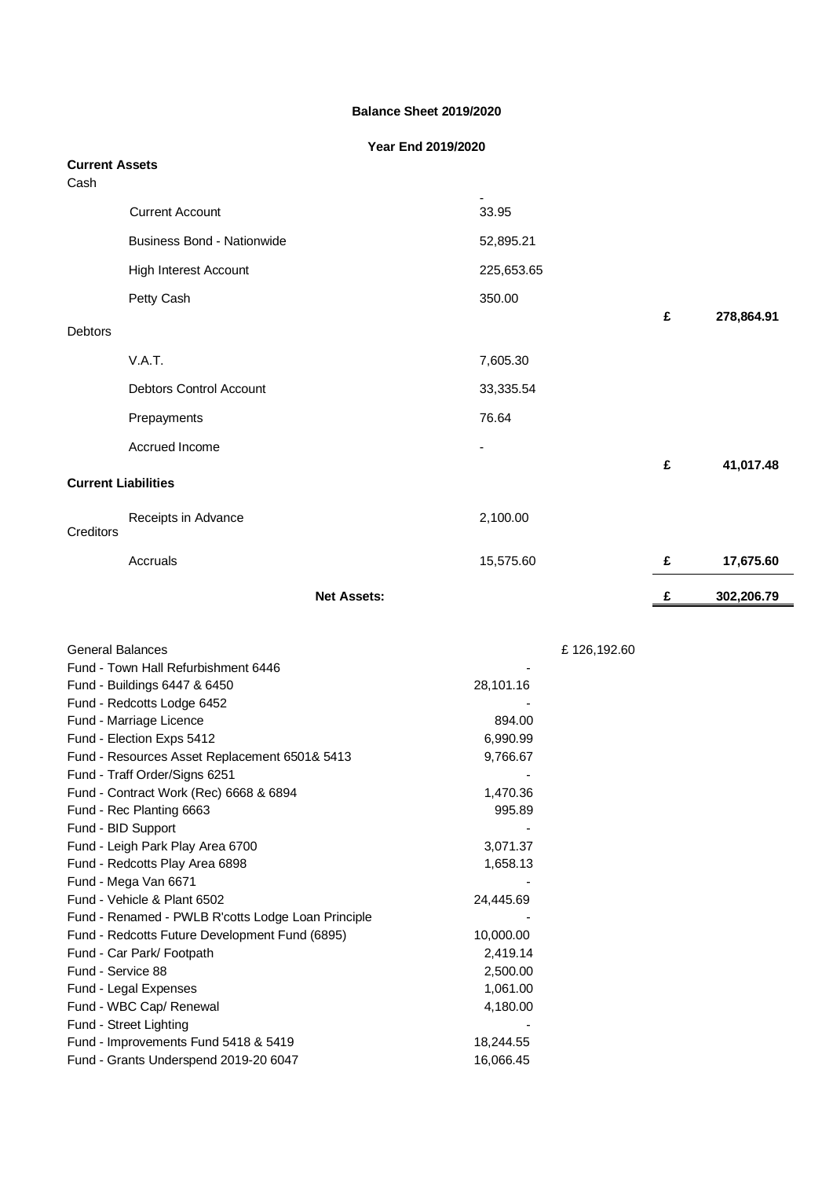# Balance Sheet 2019/2020

| | | Year End 2019/2020 | | | |
|---|---|---|---|---|---|
| **Current Assets** | | | | | |
| Cash | | | | | |
| | Current Account | - 33.95 | | | |
| | Business Bond - Nationwide | 52,895.21 | | | |
| | High Interest Account | 225,653.65 | | | |
| | Petty Cash | 350.00 | | £ | 278,864.91 |
| Debtors | | | | | |
| | V.A.T. | 7,605.30 | | | |
| | Debtors Control Account | 33,335.54 | | | |
| | Prepayments | 76.64 | | | |
| | Accrued Income | - | | £ | 41,017.48 |
| **Current Liabilities** | | | | | |
| Creditors | Receipts in Advance | 2,100.00 | | | |
| | Accruals | 15,575.60 | | £ | 17,675.60 |
| | **Net Assets:** | | | £ | 302,206.79 |

| | | |
|---|---|---|
| General Balances | | £ 126,192.60 |
| Fund - Town Hall Refurbishment 6446 | - | |
| Fund - Buildings 6447 & 6450 | 28,101.16 | |
| Fund - Redcotts Lodge 6452 | - | |
| Fund - Marriage Licence | 894.00 | |
| Fund - Election Exps 5412 | 6,990.99 | |
| Fund - Resources Asset Replacement 6501& 5413 | 9,766.67 | |
| Fund - Traff Order/Signs 6251 | - | |
| Fund - Contract Work (Rec) 6668 & 6894 | 1,470.36 | |
| Fund - Rec Planting 6663 | 995.89 | |
| Fund - BID Support | - | |
| Fund - Leigh Park Play Area 6700 | 3,071.37 | |
| Fund - Redcotts Play Area 6898 | 1,658.13 | |
| Fund - Mega Van 6671 | - | |
| Fund - Vehicle & Plant 6502 | 24,445.69 | |
| Fund - Renamed - PWLB R'cotts Lodge Loan Principle | - | |
| Fund - Redcotts Future Development Fund (6895) | 10,000.00 | |
| Fund - Car Park/ Footpath | 2,419.14 | |
| Fund - Service 88 | 2,500.00 | |
| Fund - Legal Expenses | 1,061.00 | |
| Fund - WBC Cap/ Renewal | 4,180.00 | |
| Fund - Street Lighting | - | |
| Fund - Improvements Fund 5418 & 5419 | 18,244.55 | |
| Fund - Grants Underspend 2019-20 6047 | 16,066.45 | |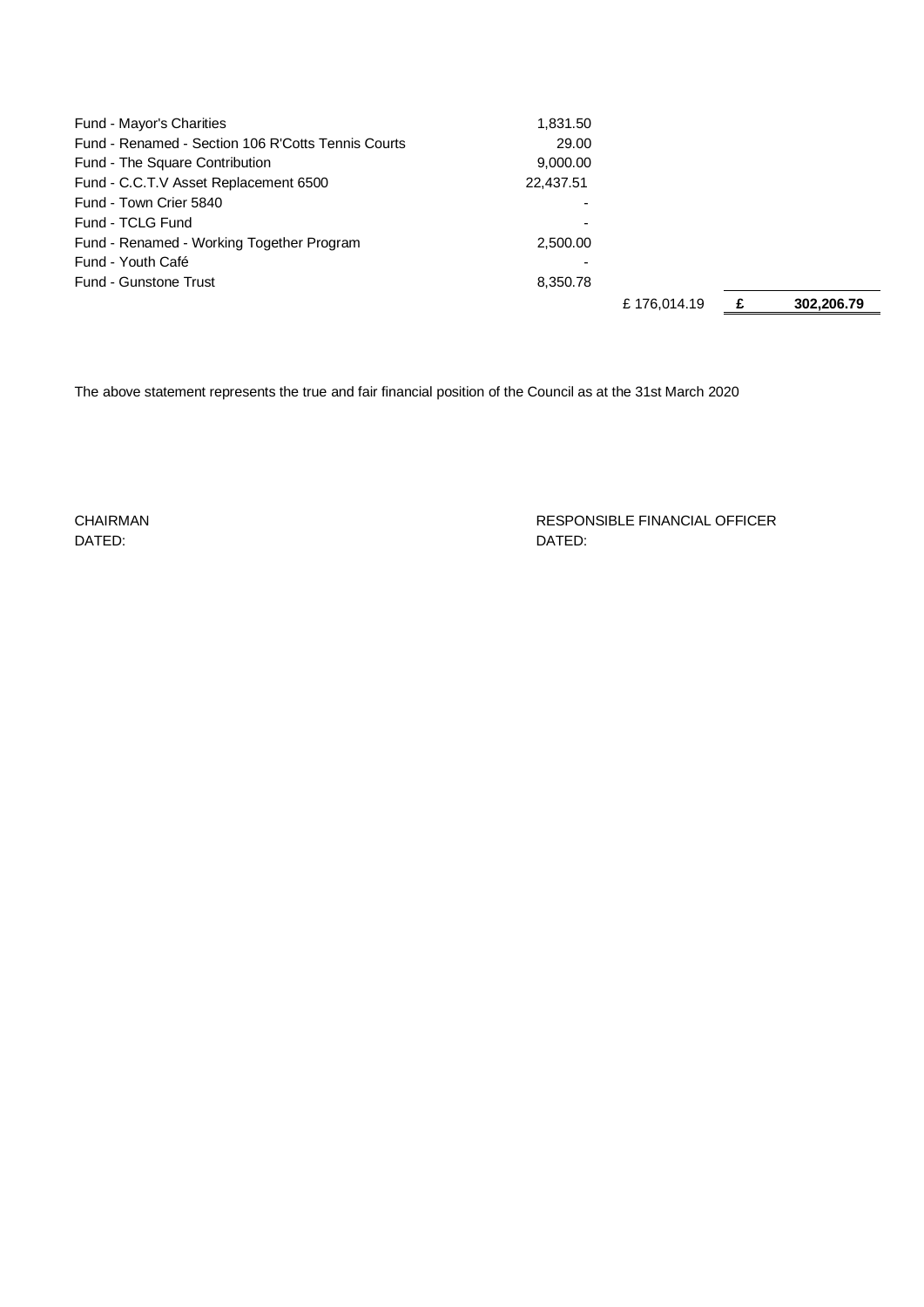| | | | |
|---|---|---|---|
| Fund - Mayor's Charities | 1,831.50 | | |
| Fund - Renamed - Section 106 R'Cotts Tennis Courts | 29.00 | | |
| Fund - The Square Contribution | 9,000.00 | | |
| Fund - C.C.T.V Asset Replacement 6500 | 22,437.51 | | |
| Fund - Town Crier 5840 | - | | |
| Fund - TCLG Fund | - | | |
| Fund - Renamed - Working Together Program | 2,500.00 | | |
| Fund - Youth Café | - | | |
| Fund - Gunstone Trust | 8,350.78 | | |
| | | £ 176,014.19 | **£ 302,206.79** |

The above statement represents the true and fair financial position of the Council as at the 31st March 2020

CHAIRMAN
DATED:

RESPONSIBLE FINANCIAL OFFICER
DATED: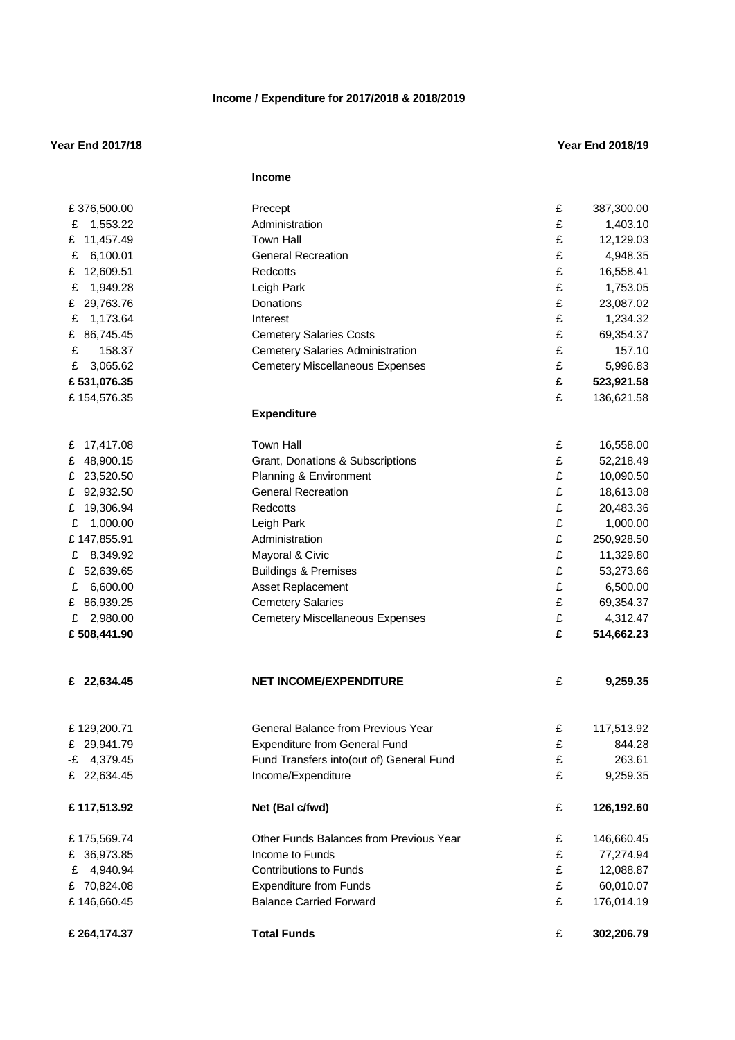**Income / Expenditure for 2017/2018 & 2018/2019**

| Year End 2017/18 | | Year End 2018/19 |
|---|---|---|
| | **Income** | |
| £ 376,500.00 | Precept | £ 387,300.00 |
| £ 1,553.22 | Administration | £ 1,403.10 |
| £ 11,457.49 | Town Hall | £ 12,129.03 |
| £ 6,100.01 | General Recreation | £ 4,948.35 |
| £ 12,609.51 | Redcotts | £ 16,558.41 |
| £ 1,949.28 | Leigh Park | £ 1,753.05 |
| £ 29,763.76 | Donations | £ 23,087.02 |
| £ 1,173.64 | Interest | £ 1,234.32 |
| £ 86,745.45 | Cemetery Salaries Costs | £ 69,354.37 |
| £ 158.37 | Cemetery Salaries Administration | £ 157.10 |
| £ 3,065.62 | Cemetery Miscellaneous Expenses | £ 5,996.83 |
| **£ 531,076.35** | | **£ 523,921.58** |
| £ 154,576.35 | | £ 136,621.58 |
| | **Expenditure** | |
| £ 17,417.08 | Town Hall | £ 16,558.00 |
| £ 48,900.15 | Grant, Donations & Subscriptions | £ 52,218.49 |
| £ 23,520.50 | Planning & Environment | £ 10,090.50 |
| £ 92,932.50 | General Recreation | £ 18,613.08 |
| £ 19,306.94 | Redcotts | £ 20,483.36 |
| £ 1,000.00 | Leigh Park | £ 1,000.00 |
| £ 147,855.91 | Administration | £ 250,928.50 |
| £ 8,349.92 | Mayoral & Civic | £ 11,329.80 |
| £ 52,639.65 | Buildings & Premises | £ 53,273.66 |
| £ 6,600.00 | Asset Replacement | £ 6,500.00 |
| £ 86,939.25 | Cemetery Salaries | £ 69,354.37 |
| £ 2,980.00 | Cemetery Miscellaneous Expenses | £ 4,312.47 |
| **£ 508,441.90** | | **£ 514,662.23** |
| **£ 22,634.45** | **NET INCOME/EXPENDITURE** | £ **9,259.35** |
| £ 129,200.71 | General Balance from Previous Year | £ 117,513.92 |
| £ 29,941.79 | Expenditure from General Fund | £ 844.28 |
| -£ 4,379.45 | Fund Transfers into(out of) General Fund | £ 263.61 |
| £ 22,634.45 | Income/Expenditure | £ 9,259.35 |
| **£ 117,513.92** | **Net (Bal c/fwd)** | £ **126,192.60** |
| £ 175,569.74 | Other Funds Balances from Previous Year | £ 146,660.45 |
| £ 36,973.85 | Income to Funds | £ 77,274.94 |
| £ 4,940.94 | Contributions to Funds | £ 12,088.87 |
| £ 70,824.08 | Expenditure from Funds | £ 60,010.07 |
| £ 146,660.45 | Balance Carried Forward | £ 176,014.19 |
| **£ 264,174.37** | **Total Funds** | £ **302,206.79** |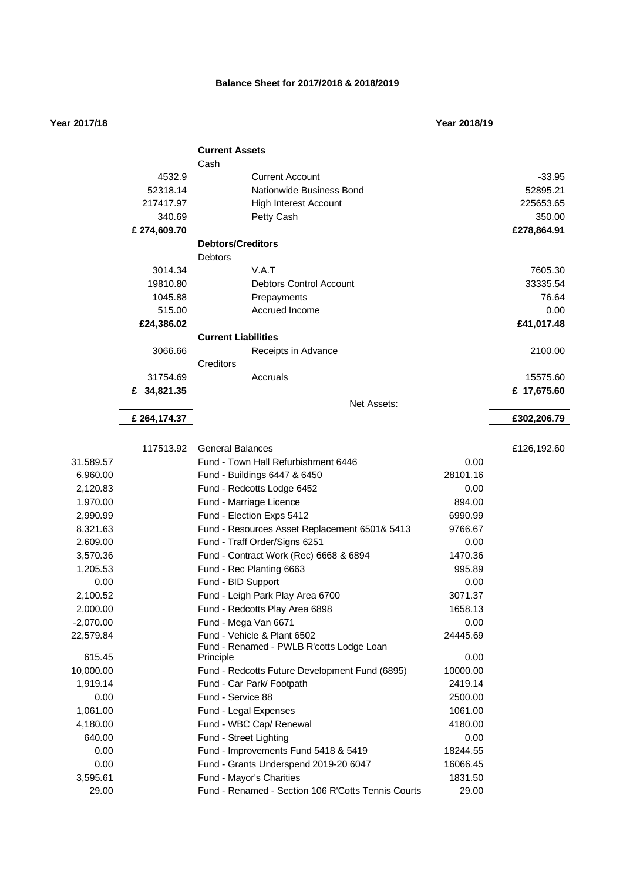**Balance Sheet for 2017/2018 & 2018/2019**

| Year 2017/18 | | | | Year 2018/19 | |
|---|---|---|---|---|---|
| | | **Current Assets** | | | |
| | | Cash | | | |
| | 4532.9 | Current Account | | | -33.95 |
| | 52318.14 | Nationwide Business Bond | | | 52895.21 |
| | 217417.97 | High Interest Account | | | 225653.65 |
| | 340.69 | Petty Cash | | | 350.00 |
| | **£ 274,609.70** | | | | **£278,864.91** |
| | | **Debtors/Creditors** | | | |
| | | Debtors | | | |
| | 3014.34 | V.A.T | | | 7605.30 |
| | 19810.80 | Debtors Control Account | | | 33335.54 |
| | 1045.88 | Prepayments | | | 76.64 |
| | 515.00 | Accrued Income | | | 0.00 |
| | **£24,386.02** | | | | **£41,017.48** |
| | | **Current Liabilities** | | | |
| | 3066.66 | Receipts in Advance | | | 2100.00 |
| | | Creditors | | | |
| | 31754.69 | Accruals | | | 15575.60 |
| | **£ 34,821.35** | | | | **£ 17,675.60** |
| | | Net Assets: | | | |
| | **£ 264,174.37** | | | | **£302,206.79** |
| | 117513.92 | General Balances | | | £126,192.60 |
| 31,589.57 | | Fund - Town Hall Refurbishment 6446 | 0.00 | | |
| 6,960.00 | | Fund - Buildings 6447 & 6450 | 28101.16 | | |
| 2,120.83 | | Fund - Redcotts Lodge 6452 | 0.00 | | |
| 1,970.00 | | Fund - Marriage Licence | 894.00 | | |
| 2,990.99 | | Fund - Election Exps 5412 | 6990.99 | | |
| 8,321.63 | | Fund - Resources Asset Replacement 6501& 5413 | 9766.67 | | |
| 2,609.00 | | Fund - Traff Order/Signs 6251 | 0.00 | | |
| 3,570.36 | | Fund - Contract Work (Rec) 6668 & 6894 | 1470.36 | | |
| 1,205.53 | | Fund - Rec Planting 6663 | 995.89 | | |
| 0.00 | | Fund - BID Support | 0.00 | | |
| 2,100.52 | | Fund - Leigh Park Play Area 6700 | 3071.37 | | |
| 2,000.00 | | Fund - Redcotts Play Area 6898 | 1658.13 | | |
| -2,070.00 | | Fund - Mega Van 6671 | 0.00 | | |
| 22,579.84 | | Fund - Vehicle & Plant 6502 | 24445.69 | | |
| 615.45 | | Fund - Renamed - PWLB R'cotts Lodge Loan Principle | 0.00 | | |
| 10,000.00 | | Fund - Redcotts Future Development Fund (6895) | 10000.00 | | |
| 1,919.14 | | Fund - Car Park/ Footpath | 2419.14 | | |
| 0.00 | | Fund - Service 88 | 2500.00 | | |
| 1,061.00 | | Fund - Legal Expenses | 1061.00 | | |
| 4,180.00 | | Fund - WBC Cap/ Renewal | 4180.00 | | |
| 640.00 | | Fund - Street Lighting | 0.00 | | |
| 0.00 | | Fund - Improvements Fund 5418 & 5419 | 18244.55 | | |
| 0.00 | | Fund - Grants Underspend 2019-20 6047 | 16066.45 | | |
| 3,595.61 | | Fund - Mayor's Charities | 1831.50 | | |
| 29.00 | | Fund - Renamed - Section 106 R'Cotts Tennis Courts | 29.00 | | |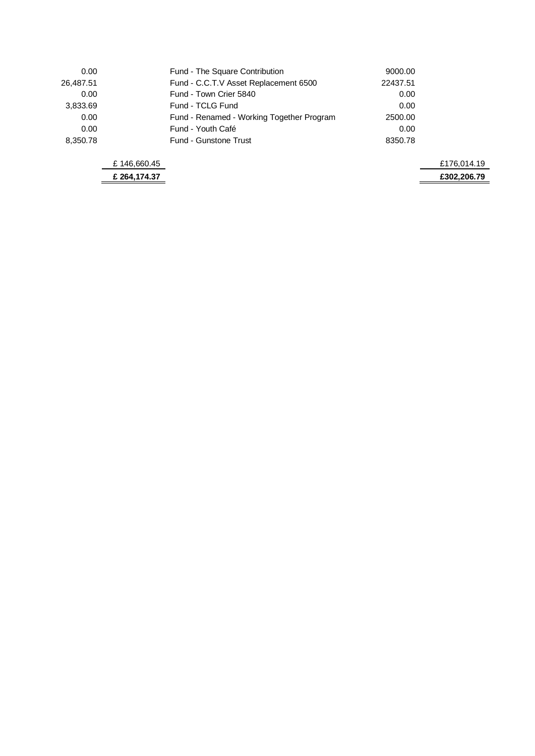| | | | | |
|---|---|---|---|---|
| 0.00 | | Fund - The Square Contribution | 9000.00 | |
| 26,487.51 | | Fund - C.C.T.V Asset Replacement 6500 | 22437.51 | |
| 0.00 | | Fund - Town Crier 5840 | 0.00 | |
| 3,833.69 | | Fund - TCLG Fund | 0.00 | |
| 0.00 | | Fund - Renamed - Working Together Program | 2500.00 | |
| 0.00 | | Fund - Youth Café | 0.00 | |
| 8,350.78 | | Fund - Gunstone Trust | 8350.78 | |
| | £ 146,660.45 | | | £176,014.19 |
| | **£ 264,174.37** | | | **£302,206.79** |